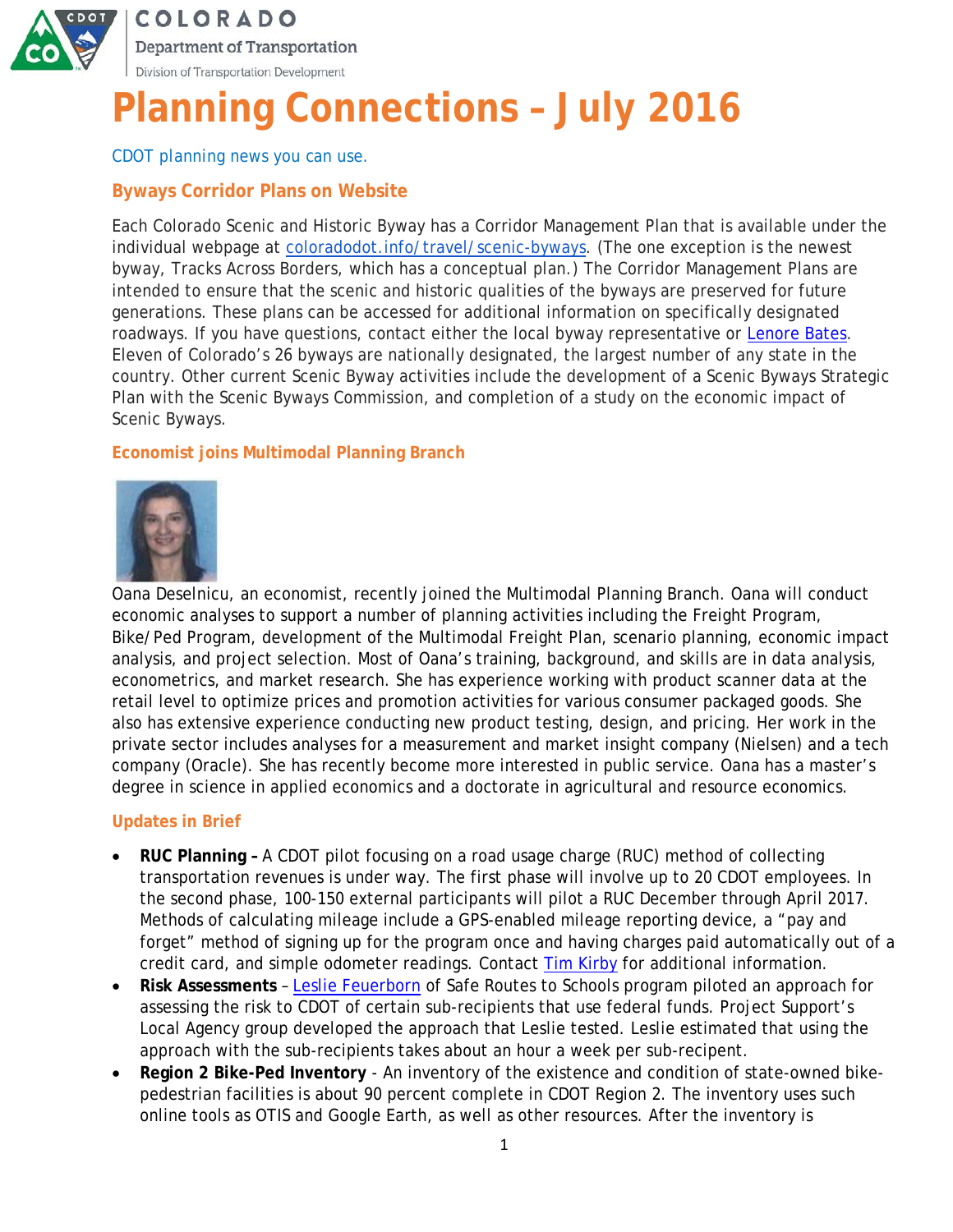COLORADO

Department of Transportation

Division of Transportation Development

# Planning Connections – July 2016

CDOT planning news you can use.

## Byways Corridor Plans on Website

Each Colorado Scenic and Historic Byway has a Corridor Management Plan that is available under the individual webpage at coloradodot.info/travel/scenic-byways. (The one exception is the newest byway, Tracks Across Borders, which has a conceptual plan.) The Corridor Management Plans are intended to ensure that the scenic and historic qualities of the byways are preserved for future generations. These plans can be accessed for additional information on specifically designated roadways. If you have questions, contact either the local byway representative or Lenore Bates. Eleven of Colorado's 26 byways are nationally designated, the largest number of any state in the country. Other current Scenic Byway activities include the development of a Scenic Byways Strategic Plan with the Scenic Byways Commission, and completion of a study on the economic impact of Scenic Byways.

## Economist joins Multimodal Planning Branch

Oana Deselnicu, an economist, recently joined the Multimodal Planning Branch. Oana will conduct economic analyses to support a number of planning activities including the Freight Program, Bike/Ped Program, development of the Multimodal Freight Plan, scenario planning, economic impact analysis, and project selection. Most of Oana's training, background, and skills are in data analysis, econometrics, and market research. She has experience working with product scanner data at the retail level to optimize prices and promotion activities for various consumer packaged goods. She also has extensive experience conducting new product testing, design, and pricing. Her work in the private sector includes analyses for a measurement and market insight company (Nielsen) and a tech company (Oracle). She has recently become more interested in public service. Oana has a master's degree in science in applied economics and a doctorate in agricultural and resource economics.

## Updates in Brief

- **RUC Planning –** A CDOT pilot focusing on a road usage charge (RUC) method of collecting transportation revenues is under way. The first phase will involve up to 20 CDOT employees. In the second phase, 100-150 external participants will pilot a RUC December through April 2017. Methods of calculating mileage include a GPS-enabled mileage reporting device, a "pay and forget" method of signing up for the program once and having charges paid automatically out of a credit card, and simple odometer readings. Contact Tim Kirby for additional information.
- **Risk Assessments** – Leslie Feuerborn of Safe Routes to Schools program piloted an approach for assessing the risk to CDOT of certain sub-recipients that use federal funds. Project Support's Local Agency group developed the approach that Leslie tested. Leslie estimated that using the approach with the sub-recipients takes about an hour a week per sub-recipient.
- **Region 2 Bike-Ped Inventory** - An inventory of the existence and condition of state-owned bike-pedestrian facilities is about 90 percent complete in CDOT Region 2. The inventory uses such online tools as OTIS and Google Earth, as well as other resources. After the inventory is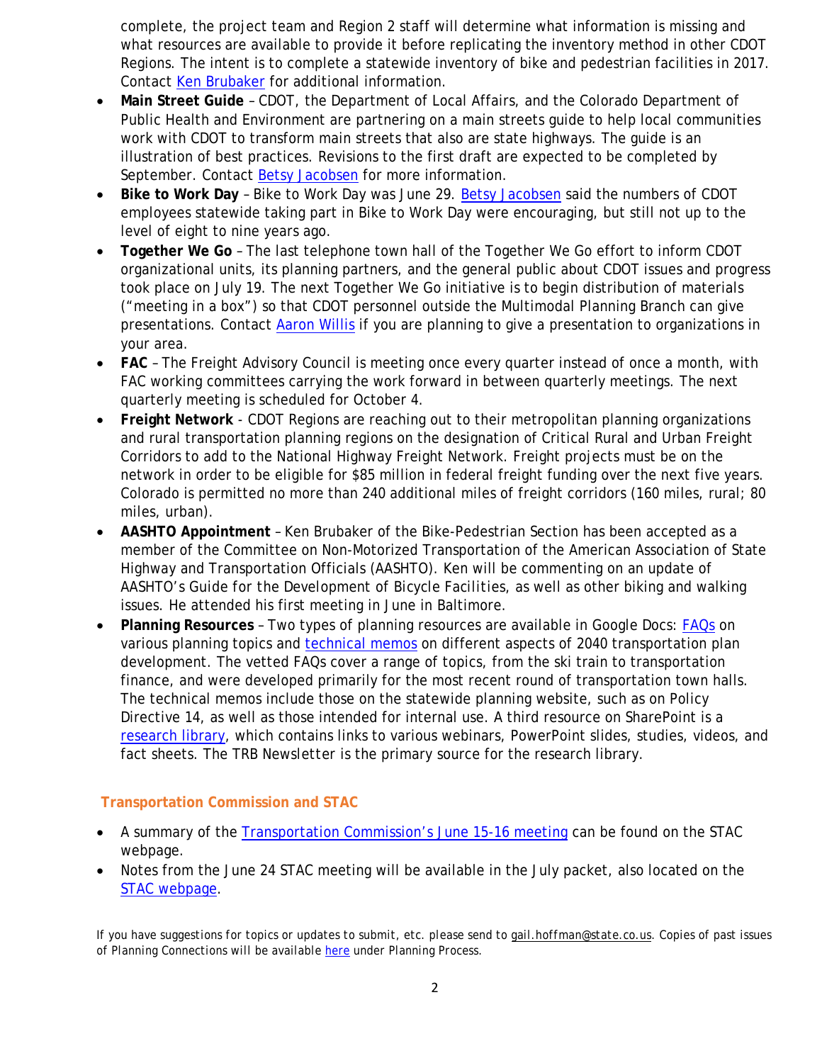complete, the project team and Region 2 staff will determine what information is missing and what resources are available to provide it before replicating the inventory method in other CDOT Regions. The intent is to complete a statewide inventory of bike and pedestrian facilities in 2017. Contact Ken Brubaker for additional information.

- **Main Street Guide** – CDOT, the Department of Local Affairs, and the Colorado Department of Public Health and Environment are partnering on a main streets guide to help local communities work with CDOT to transform main streets that also are state highways. The guide is an illustration of best practices. Revisions to the first draft are expected to be completed by September. Contact Betsy Jacobsen for more information.
- **Bike to Work Day** – Bike to Work Day was June 29. Betsy Jacobsen said the numbers of CDOT employees statewide taking part in Bike to Work Day were encouraging, but still not up to the level of eight to nine years ago.
- **Together We Go** – The last telephone town hall of the Together We Go effort to inform CDOT organizational units, its planning partners, and the general public about CDOT issues and progress took place on July 19. The next Together We Go initiative is to begin distribution of materials ("meeting in a box") so that CDOT personnel outside the Multimodal Planning Branch can give presentations. Contact Aaron Willis if you are planning to give a presentation to organizations in your area.
- **FAC** – The Freight Advisory Council is meeting once every quarter instead of once a month, with FAC working committees carrying the work forward in between quarterly meetings. The next quarterly meeting is scheduled for October 4.
- **Freight Network** - CDOT Regions are reaching out to their metropolitan planning organizations and rural transportation planning regions on the designation of Critical Rural and Urban Freight Corridors to add to the National Highway Freight Network. Freight projects must be on the network in order to be eligible for $85 million in federal freight funding over the next five years. Colorado is permitted no more than 240 additional miles of freight corridors (160 miles, rural; 80 miles, urban).
- **AASHTO Appointment** – Ken Brubaker of the Bike-Pedestrian Section has been accepted as a member of the Committee on Non-Motorized Transportation of the American Association of State Highway and Transportation Officials (AASHTO). Ken will be commenting on an update of AASHTO's *Guide for the Development of Bicycle Facilities*, as well as other biking and walking issues. He attended his first meeting in June in Baltimore.
- **Planning Resources** – Two types of planning resources are available in Google Docs: FAQs on various planning topics and technical memos on different aspects of 2040 transportation plan development. The vetted FAQs cover a range of topics, from the ski train to transportation finance, and were developed primarily for the most recent round of transportation town halls. The technical memos include those on the statewide planning website, such as on Policy Directive 14, as well as those intended for internal use. A third resource on SharePoint is a research library, which contains links to various webinars, PowerPoint slides, studies, videos, and fact sheets. The *TRB Newsletter* is the primary source for the research library.

## Transportation Commission and STAC

- A summary of the Transportation Commission's June 15-16 meeting can be found on the STAC webpage.
- Notes from the June 24 STAC meeting will be available in the July packet, also located on the STAC webpage.

*If you have suggestions for topics or updates to submit, etc. please send to gail.hoffman@state.co.us. Copies of past issues of Planning Connections will be available here under Planning Process.*